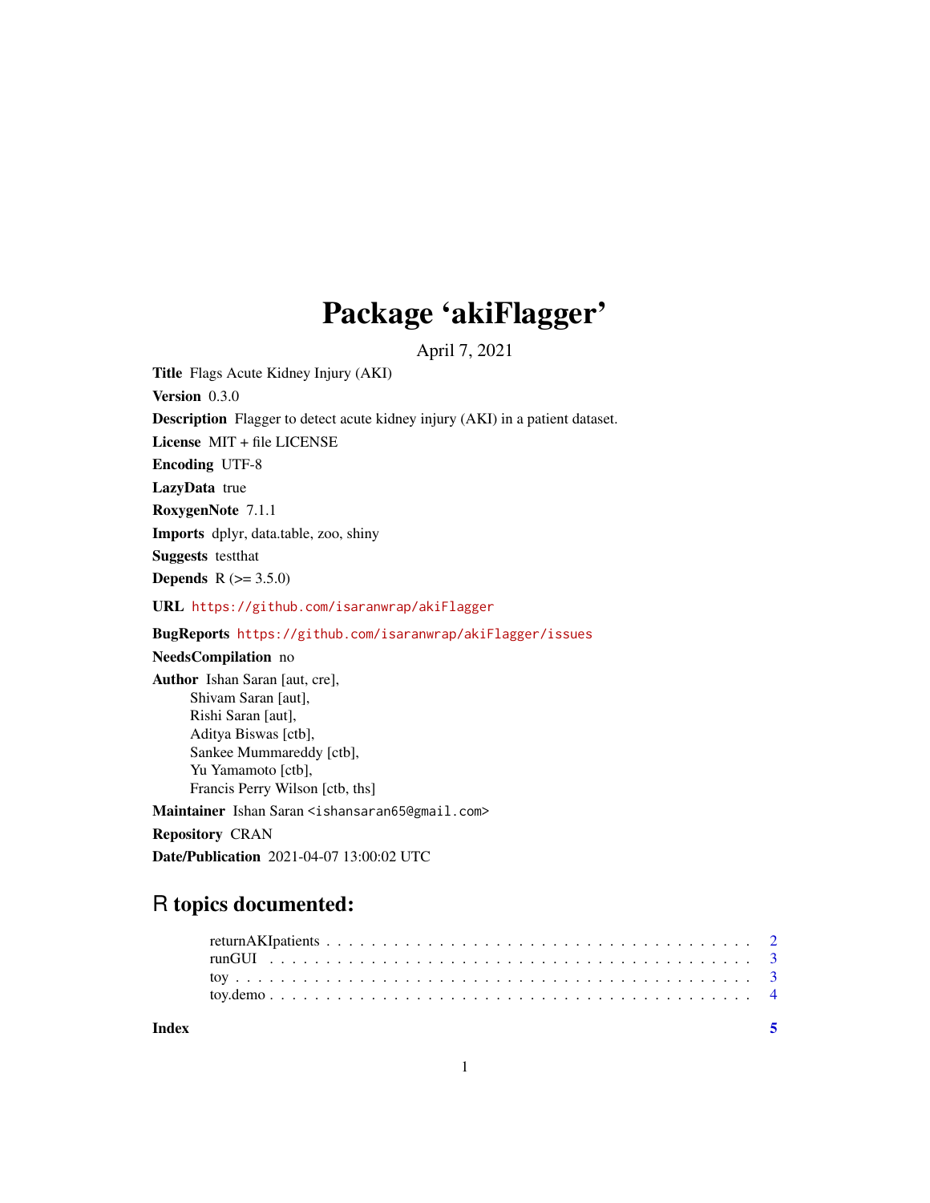# Package 'akiFlagger'

April 7, 2021

**Title** Flags Acute Kidney Injury (AKI)

**Version** 0.3.0

**Description** Flagger to detect acute kidney injury (AKI) in a patient dataset.

**License** MIT + file LICENSE

**Encoding** UTF-8

**LazyData** true

**RoxygenNote** 7.1.1

**Imports** dplyr, data.table, zoo, shiny

**Suggests** testthat

**Depends** R (>= 3.5.0)

**URL** https://github.com/isaranwrap/akiFlagger

**BugReports** https://github.com/isaranwrap/akiFlagger/issues

**NeedsCompilation** no

**Author** Ishan Saran [aut, cre],
Shivam Saran [aut],
Rishi Saran [aut],
Aditya Biswas [ctb],
Sankee Mummareddy [ctb],
Yu Yamamoto [ctb],
Francis Perry Wilson [ctb, ths]

**Maintainer** Ishan Saran <ishansaran65@gmail.com>

**Repository** CRAN

**Date/Publication** 2021-04-07 13:00:02 UTC

## R topics documented:

- returnAKIpatients . . . . . . . . . . . . . . . . . . . . . . . . . . . . . . . . . . . . . . 2
- runGUI . . . . . . . . . . . . . . . . . . . . . . . . . . . . . . . . . . . . . . . . . . . . 3
- toy . . . . . . . . . . . . . . . . . . . . . . . . . . . . . . . . . . . . . . . . . . . . . . 3
- toy.demo . . . . . . . . . . . . . . . . . . . . . . . . . . . . . . . . . . . . . . . . . . . 4

**Index** 5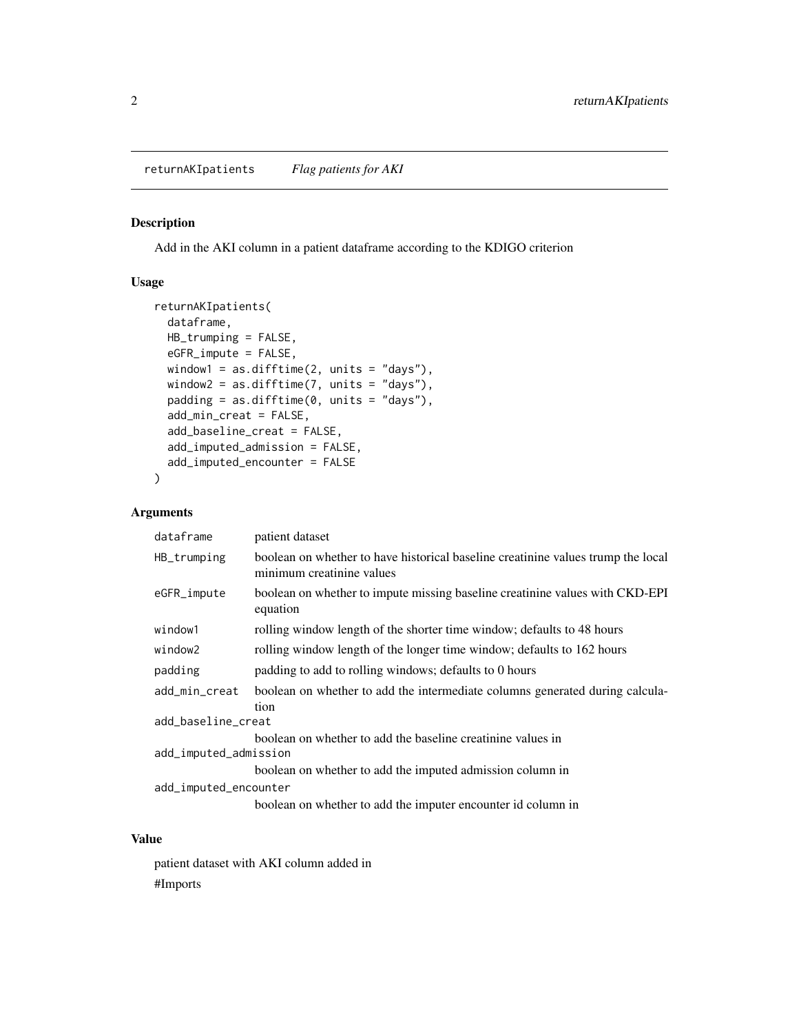## returnAKIpatients *Flag patients for AKI*

### Description

Add in the AKI column in a patient dataframe according to the KDIGO criterion

### Usage

```
returnAKIpatients(
  dataframe,
  HB_trumping = FALSE,
  eGFR_impute = FALSE,
  window1 = as.difftime(2, units = "days"),
  window2 = as.difftime(7, units = "days"),
  padding = as.difftime(0, units = "days"),
  add_min_creat = FALSE,
  add_baseline_creat = FALSE,
  add_imputed_admission = FALSE,
  add_imputed_encounter = FALSE
)
```

### Arguments

| Argument | Description |
| --- | --- |
| `dataframe` | patient dataset |
| `HB_trumping` | boolean on whether to have historical baseline creatinine values trump the local minimum creatinine values |
| `eGFR_impute` | boolean on whether to impute missing baseline creatinine values with CKD-EPI equation |
| `window1` | rolling window length of the shorter time window; defaults to 48 hours |
| `window2` | rolling window length of the longer time window; defaults to 162 hours |
| `padding` | padding to add to rolling windows; defaults to 0 hours |
| `add_min_creat` | boolean on whether to add the intermediate columns generated during calculation |
| `add_baseline_creat` | boolean on whether to add the baseline creatinine values in |
| `add_imputed_admission` | boolean on whether to add the imputed admission column in |
| `add_imputed_encounter` | boolean on whether to add the imputer encounter id column in |

### Value

patient dataset with AKI column added in

#Imports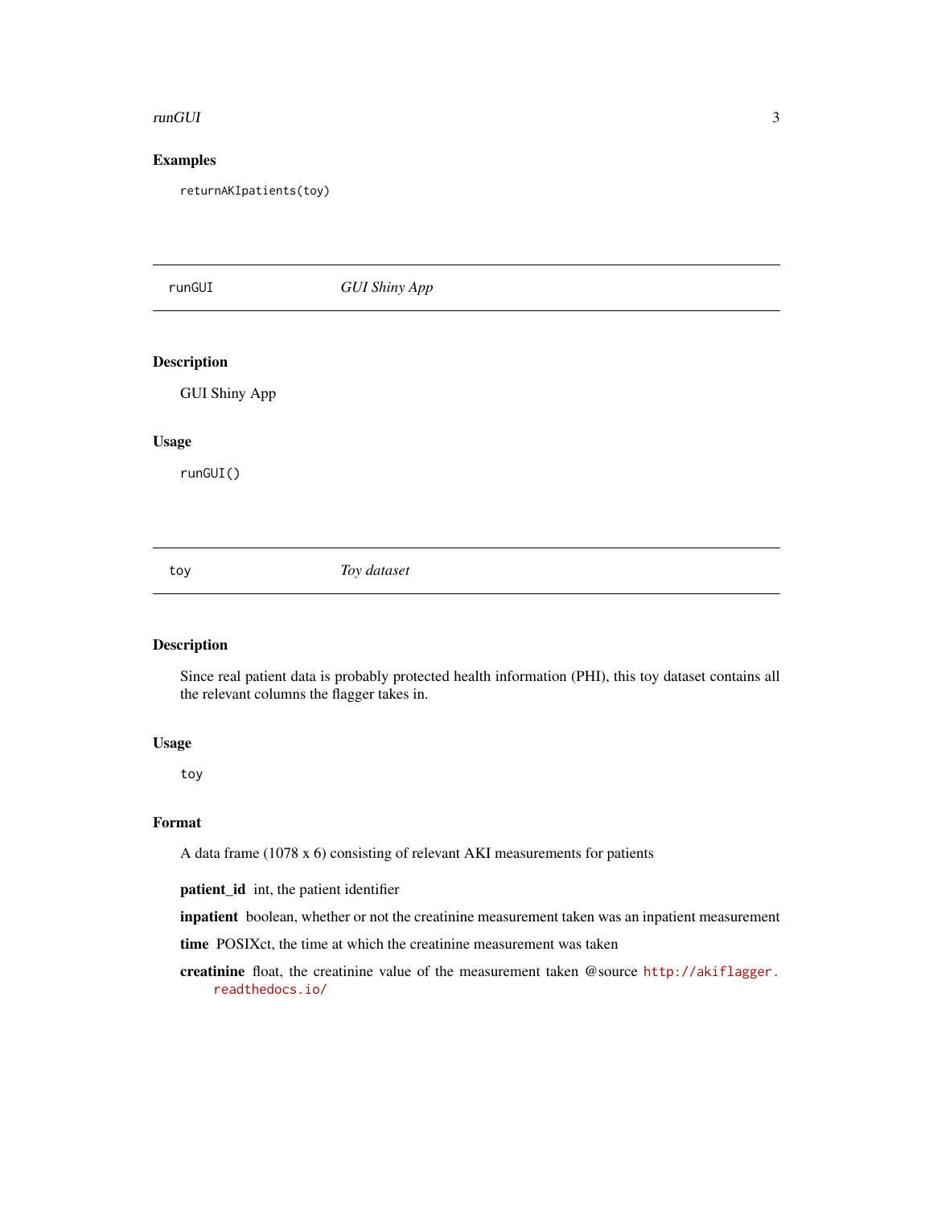## Examples

```
returnAKIpatients(toy)
```

---

# runGUI *GUI Shiny App*

---

## Description

GUI Shiny App

## Usage

```
runGUI()
```

---

# toy *Toy dataset*

---

## Description

Since real patient data is probably protected health information (PHI), this toy dataset contains all the relevant columns the flagger takes in.

## Usage

```
toy
```

## Format

A data frame (1078 x 6) consisting of relevant AKI measurements for patients

**patient_id** int, the patient identifier

**inpatient** boolean, whether or not the creatinine measurement taken was an inpatient measurement

**time** POSIXct, the time at which the creatinine measurement was taken

**creatinine** float, the creatinine value of the measurement taken @source http://akiflagger.readthedocs.io/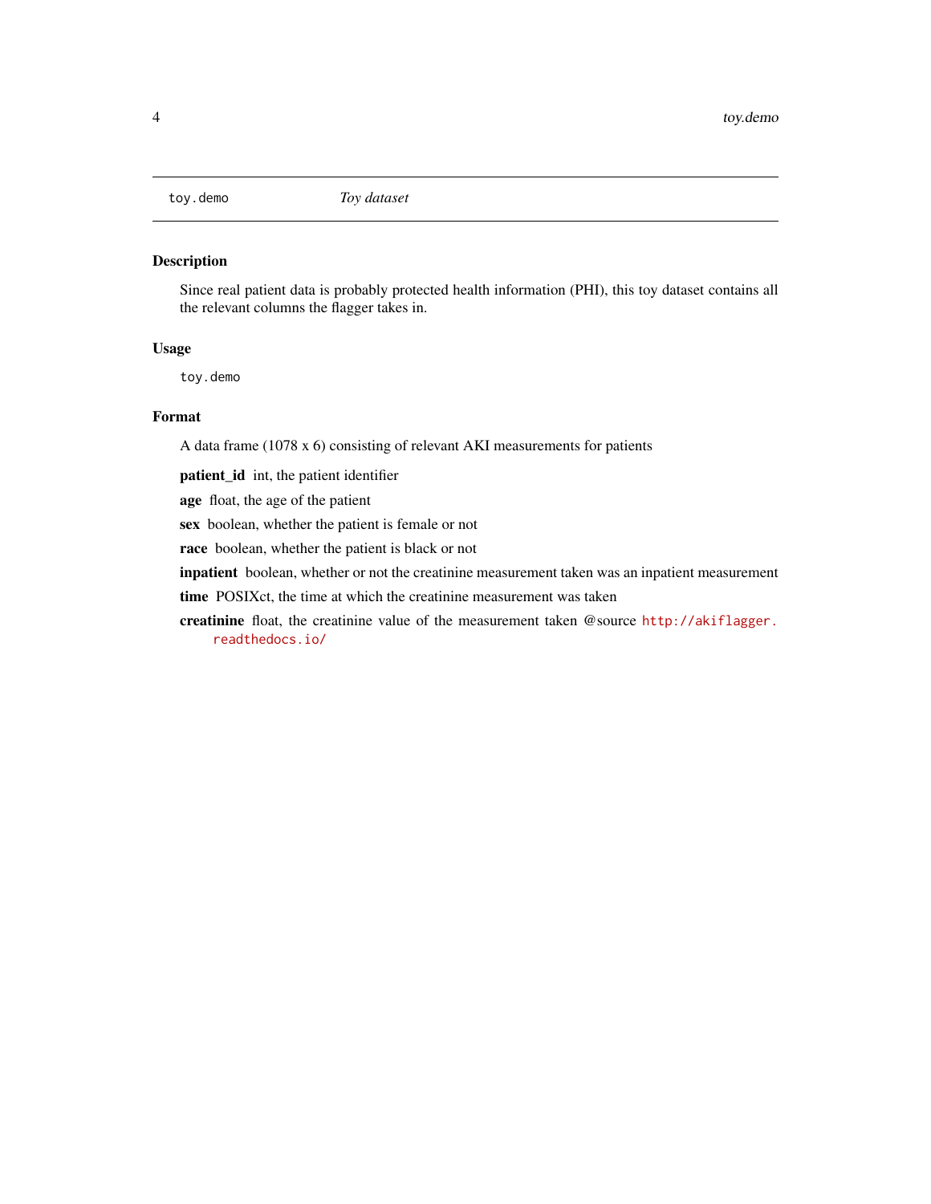## toy.demo *Toy dataset*

### Description

Since real patient data is probably protected health information (PHI), this toy dataset contains all the relevant columns the flagger takes in.

### Usage

```
toy.demo
```

### Format

A data frame (1078 x 6) consisting of relevant AKI measurements for patients

**patient_id** int, the patient identifier

**age** float, the age of the patient

**sex** boolean, whether the patient is female or not

**race** boolean, whether the patient is black or not

**inpatient** boolean, whether or not the creatinine measurement taken was an inpatient measurement

**time** POSIXct, the time at which the creatinine measurement was taken

**creatinine** float, the creatinine value of the measurement taken @source http://akiflagger.readthedocs.io/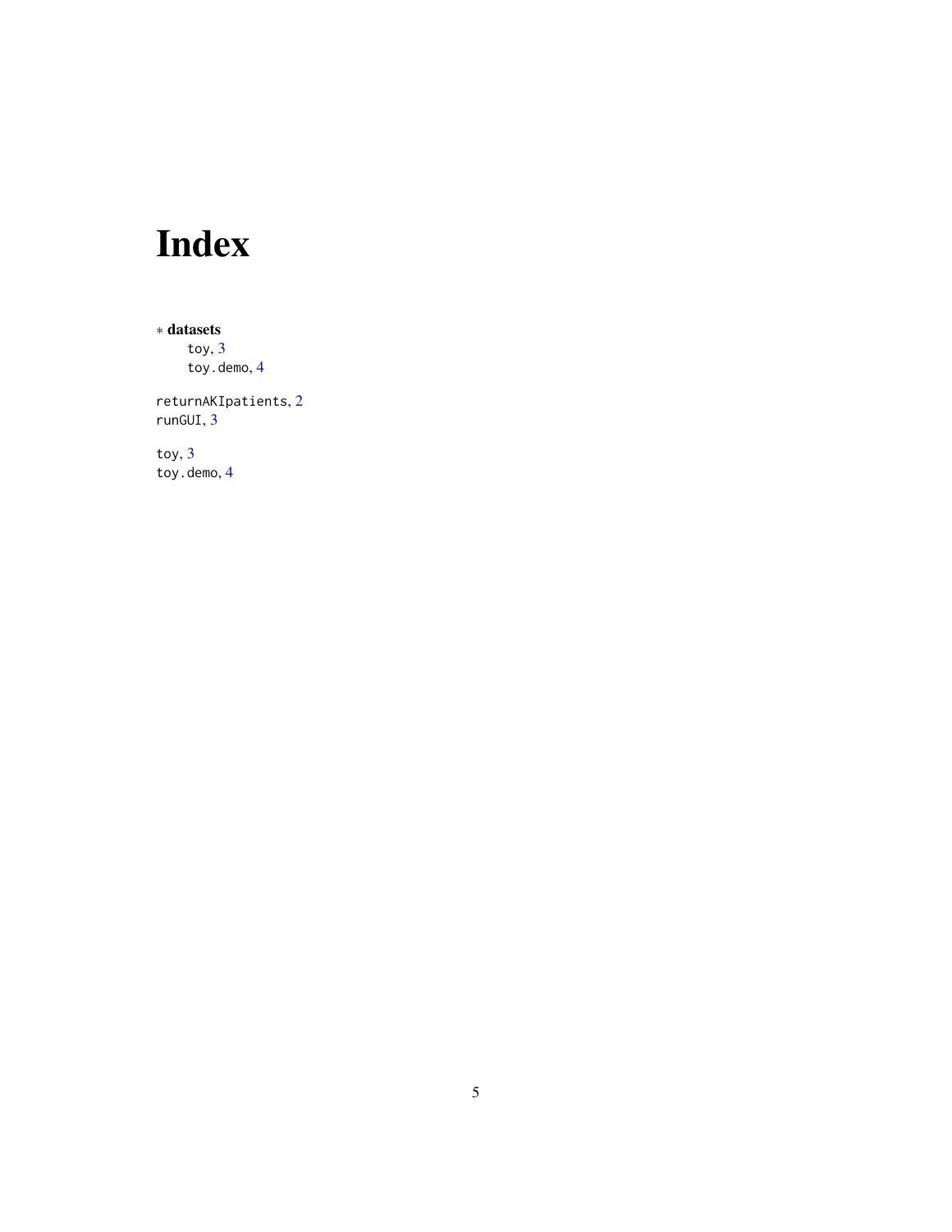# Index

∗ **datasets**
    toy, 3
    toy.demo, 4

returnAKIpatients, 2
runGUI, 3

toy, 3
toy.demo, 4